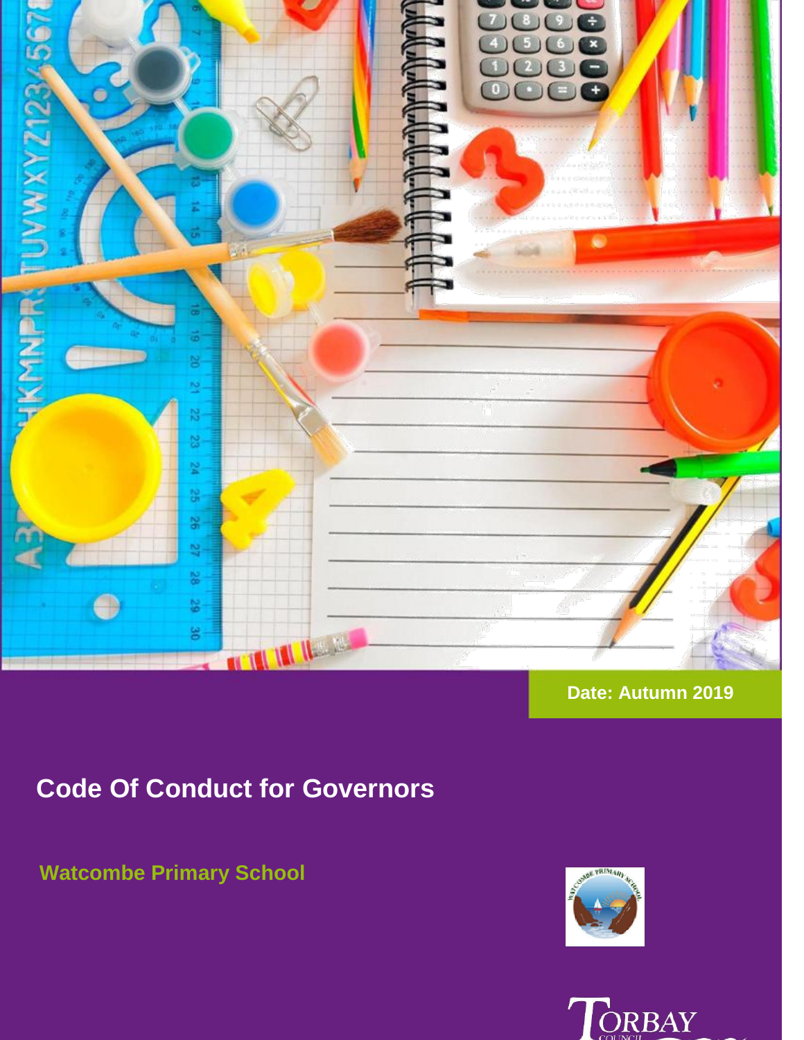Date: Autumn 2019

# Code Of Conduct for Governors

**Watcombe Primary School**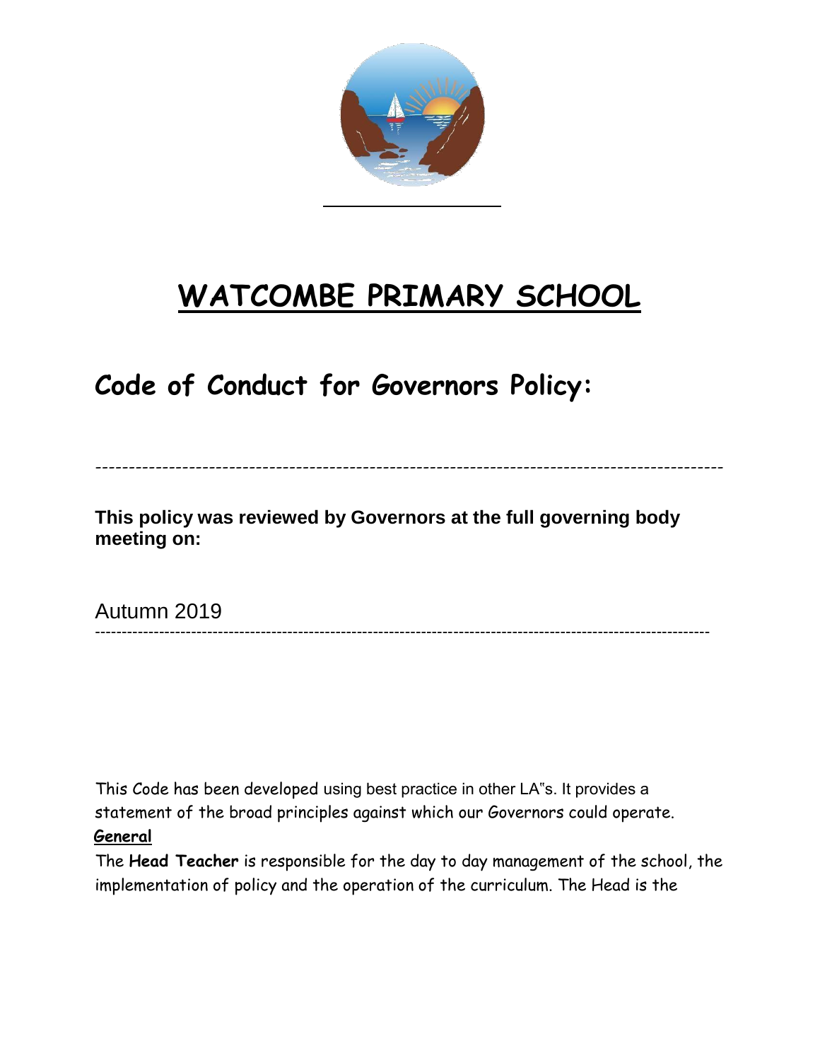# WATCOMBE PRIMARY SCHOOL

## Code of Conduct for Governors Policy:

---

**This policy was reviewed by Governors at the full governing body meeting on:**

Autumn 2019

---

This Code has been developed using best practice in other LA"s. It provides a statement of the broad principles against which our Governors could operate.

**General**

The **Head Teacher** is responsible for the day to day management of the school, the implementation of policy and the operation of the curriculum. The Head is the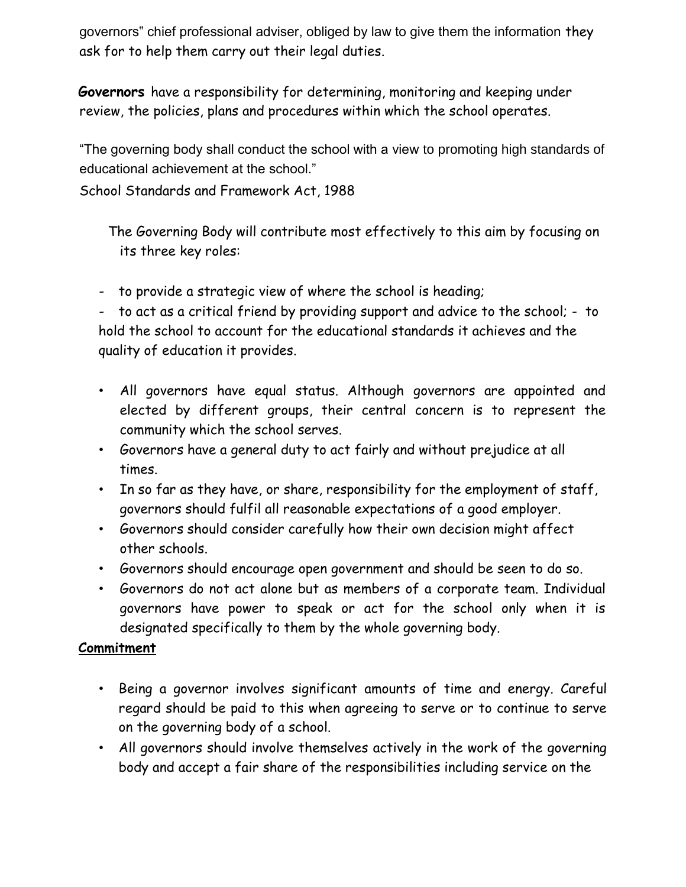governors" chief professional adviser, obliged by law to give them the information they ask for to help them carry out their legal duties.

**Governors** have a responsibility for determining, monitoring and keeping under review, the policies, plans and procedures within which the school operates.

"The governing body shall conduct the school with a view to promoting high standards of educational achievement at the school."

School Standards and Framework Act, 1988

The Governing Body will contribute most effectively to this aim by focusing on its three key roles:

- to provide a strategic view of where the school is heading;
- to act as a critical friend by providing support and advice to the school;
- to hold the school to account for the educational standards it achieves and the quality of education it provides.

- All governors have equal status. Although governors are appointed and elected by different groups, their central concern is to represent the community which the school serves.
- Governors have a general duty to act fairly and without prejudice at all times.
- In so far as they have, or share, responsibility for the employment of staff, governors should fulfil all reasonable expectations of a good employer.
- Governors should consider carefully how their own decision might affect other schools.
- Governors should encourage open government and should be seen to do so.
- Governors do not act alone but as members of a corporate team. Individual governors have power to speak or act for the school only when it is designated specifically to them by the whole governing body.

**Commitment**

- Being a governor involves significant amounts of time and energy. Careful regard should be paid to this when agreeing to serve or to continue to serve on the governing body of a school.
- All governors should involve themselves actively in the work of the governing body and accept a fair share of the responsibilities including service on the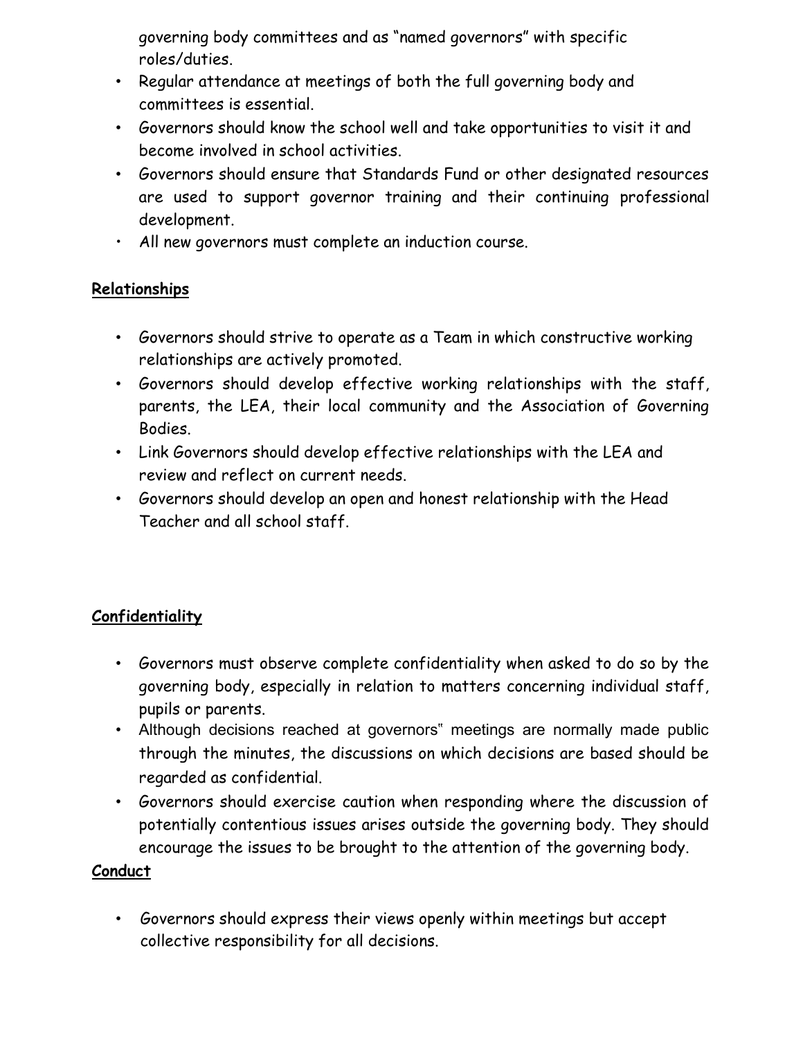governing body committees and as "named governors" with specific roles/duties.

- Regular attendance at meetings of both the full governing body and committees is essential.
- Governors should know the school well and take opportunities to visit it and become involved in school activities.
- Governors should ensure that Standards Fund or other designated resources are used to support governor training and their continuing professional development.
- All new governors must complete an induction course.

## Relationships

- Governors should strive to operate as a Team in which constructive working relationships are actively promoted.
- Governors should develop effective working relationships with the staff, parents, the LEA, their local community and the Association of Governing Bodies.
- Link Governors should develop effective relationships with the LEA and review and reflect on current needs.
- Governors should develop an open and honest relationship with the Head Teacher and all school staff.

## Confidentiality

- Governors must observe complete confidentiality when asked to do so by the governing body, especially in relation to matters concerning individual staff, pupils or parents.
- Although decisions reached at governors" meetings are normally made public through the minutes, the discussions on which decisions are based should be regarded as confidential.
- Governors should exercise caution when responding where the discussion of potentially contentious issues arises outside the governing body. They should encourage the issues to be brought to the attention of the governing body.

## Conduct

- Governors should express their views openly within meetings but accept collective responsibility for all decisions.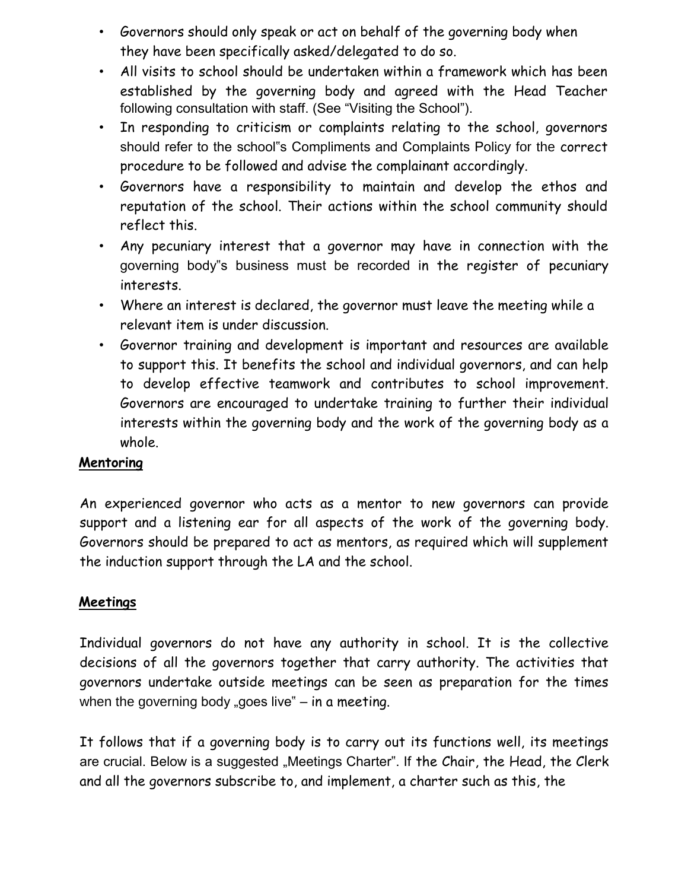- Governors should only speak or act on behalf of the governing body when they have been specifically asked/delegated to do so.
- All visits to school should be undertaken within a framework which has been established by the governing body and agreed with the Head Teacher following consultation with staff. (See "Visiting the School").
- In responding to criticism or complaints relating to the school, governors should refer to the school"s Compliments and Complaints Policy for the correct procedure to be followed and advise the complainant accordingly.
- Governors have a responsibility to maintain and develop the ethos and reputation of the school. Their actions within the school community should reflect this.
- Any pecuniary interest that a governor may have in connection with the governing body"s business must be recorded in the register of pecuniary interests.
- Where an interest is declared, the governor must leave the meeting while a relevant item is under discussion.
- Governor training and development is important and resources are available to support this. It benefits the school and individual governors, and can help to develop effective teamwork and contributes to school improvement. Governors are encouraged to undertake training to further their individual interests within the governing body and the work of the governing body as a whole.

**Mentoring**

An experienced governor who acts as a mentor to new governors can provide support and a listening ear for all aspects of the work of the governing body. Governors should be prepared to act as mentors, as required which will supplement the induction support through the LA and the school.

**Meetings**

Individual governors do not have any authority in school. It is the collective decisions of all the governors together that carry authority. The activities that governors undertake outside meetings can be seen as preparation for the times when the governing body „goes live" – in a meeting.

It follows that if a governing body is to carry out its functions well, its meetings are crucial. Below is a suggested „Meetings Charter". If the Chair, the Head, the Clerk and all the governors subscribe to, and implement, a charter such as this, the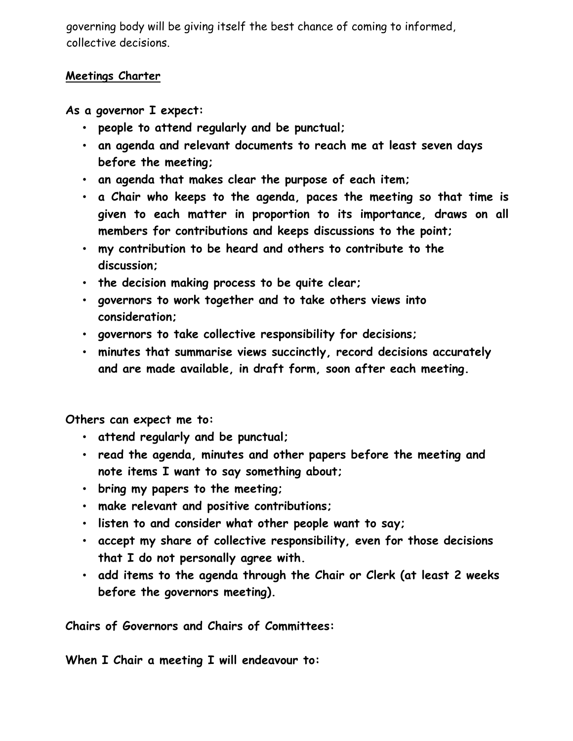governing body will be giving itself the best chance of coming to informed, collective decisions.

**Meetings Charter**

**As a governor I expect:**

- **people to attend regularly and be punctual;**
- **an agenda and relevant documents to reach me at least seven days before the meeting;**
- **an agenda that makes clear the purpose of each item;**
- **a Chair who keeps to the agenda, paces the meeting so that time is given to each matter in proportion to its importance, draws on all members for contributions and keeps discussions to the point;**
- **my contribution to be heard and others to contribute to the discussion;**
- **the decision making process to be quite clear;**
- **governors to work together and to take others views into consideration;**
- **governors to take collective responsibility for decisions;**
- **minutes that summarise views succinctly, record decisions accurately and are made available, in draft form, soon after each meeting.**

**Others can expect me to:**

- **attend regularly and be punctual;**
- **read the agenda, minutes and other papers before the meeting and note items I want to say something about;**
- **bring my papers to the meeting;**
- **make relevant and positive contributions;**
- **listen to and consider what other people want to say;**
- **accept my share of collective responsibility, even for those decisions that I do not personally agree with.**
- **add items to the agenda through the Chair or Clerk (at least 2 weeks before the governors meeting).**

**Chairs of Governors and Chairs of Committees:**

**When I Chair a meeting I will endeavour to:**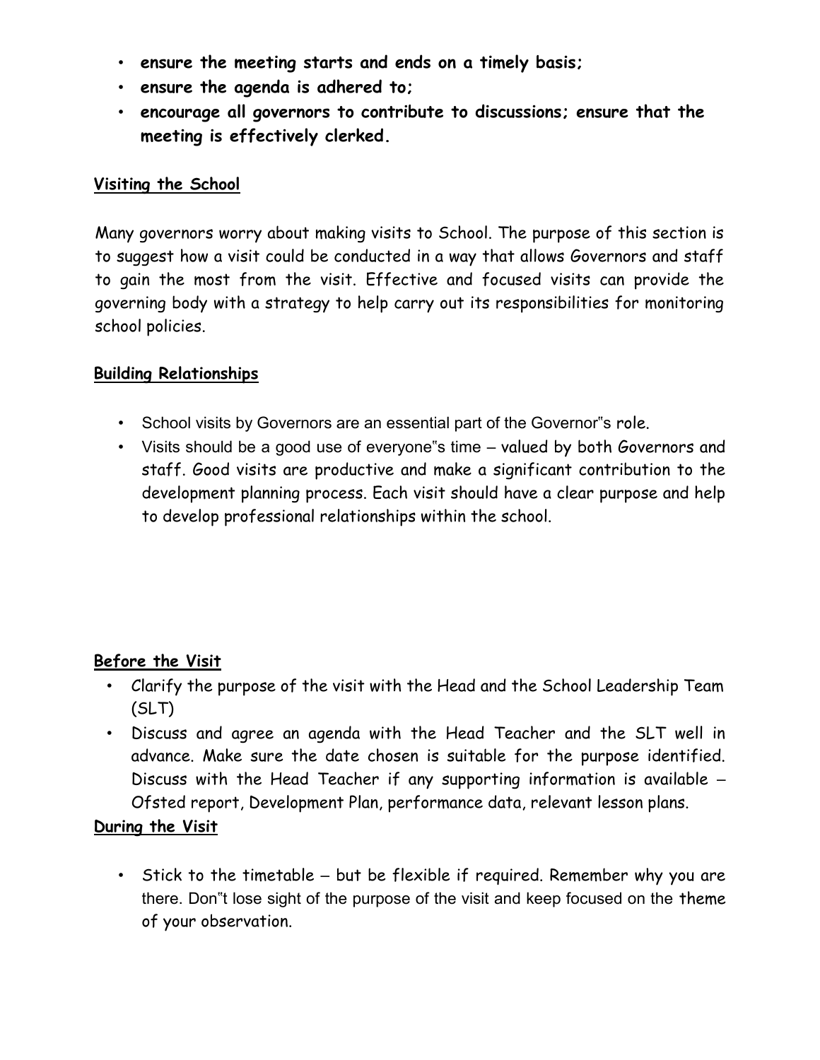- **ensure the meeting starts and ends on a timely basis;**
- **ensure the agenda is adhered to;**
- **encourage all governors to contribute to discussions; ensure that the meeting is effectively clerked.**

**<u>Visiting the School</u>**

Many governors worry about making visits to School. The purpose of this section is to suggest how a visit could be conducted in a way that allows Governors and staff to gain the most from the visit. Effective and focused visits can provide the governing body with a strategy to help carry out its responsibilities for monitoring school policies.

**<u>Building Relationships</u>**

- School visits by Governors are an essential part of the Governor"s role.
- Visits should be a good use of everyone"s time – valued by both Governors and staff. Good visits are productive and make a significant contribution to the development planning process. Each visit should have a clear purpose and help to develop professional relationships within the school.

**<u>Before the Visit</u>**

- Clarify the purpose of the visit with the Head and the School Leadership Team (SLT)
- Discuss and agree an agenda with the Head Teacher and the SLT well in advance. Make sure the date chosen is suitable for the purpose identified. Discuss with the Head Teacher if any supporting information is available – Ofsted report, Development Plan, performance data, relevant lesson plans.

**<u>During the Visit</u>**

- Stick to the timetable – but be flexible if required. Remember why you are there. Don"t lose sight of the purpose of the visit and keep focused on the theme of your observation.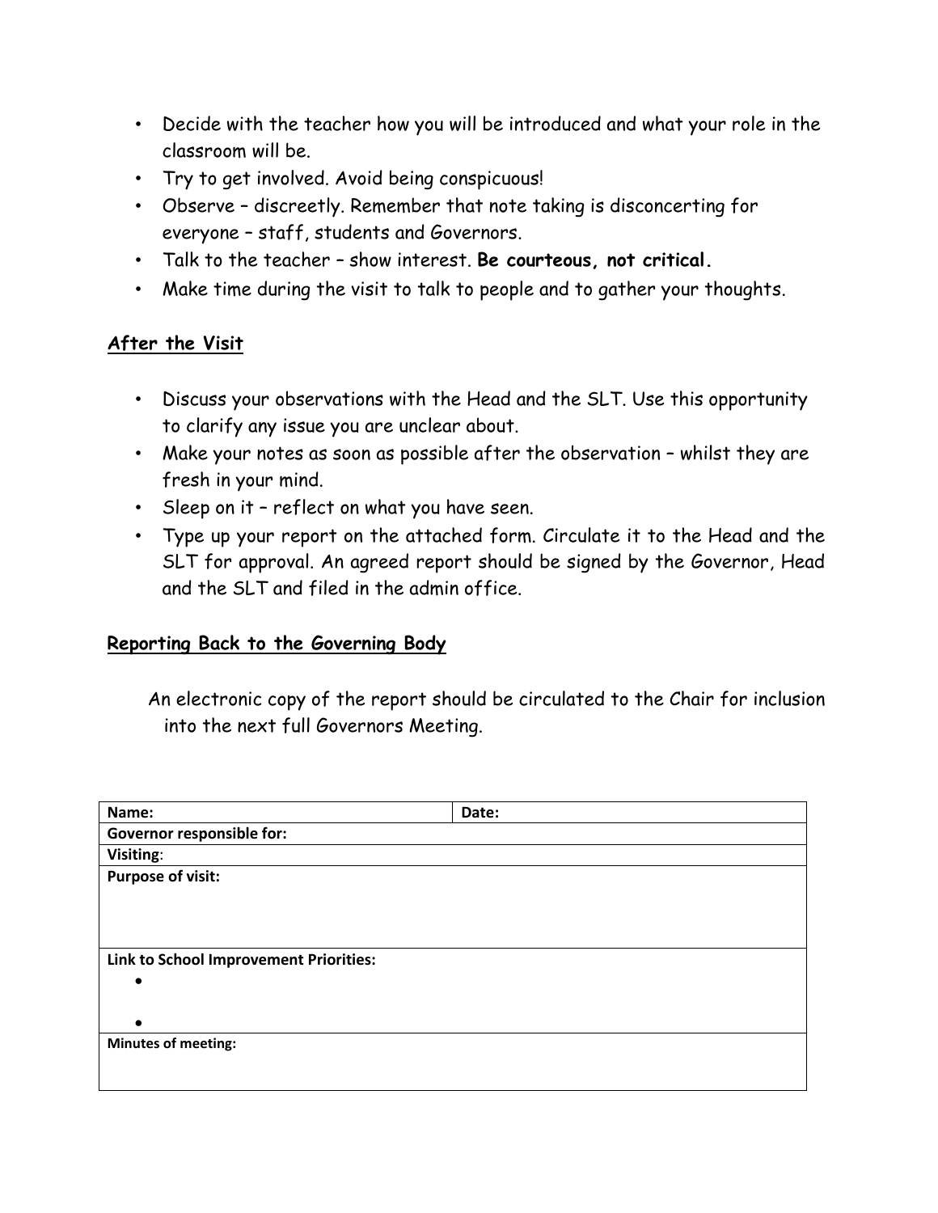- Decide with the teacher how you will be introduced and what your role in the classroom will be.
- Try to get involved. Avoid being conspicuous!
- Observe – discreetly. Remember that note taking is disconcerting for everyone – staff, students and Governors.
- Talk to the teacher – show interest. **Be courteous, not critical.**
- Make time during the visit to talk to people and to gather your thoughts.

## After the Visit

- Discuss your observations with the Head and the SLT. Use this opportunity to clarify any issue you are unclear about.
- Make your notes as soon as possible after the observation – whilst they are fresh in your mind.
- Sleep on it – reflect on what you have seen.
- Type up your report on the attached form. Circulate it to the Head and the SLT for approval. An agreed report should be signed by the Governor, Head and the SLT and filed in the admin office.

## Reporting Back to the Governing Body

An electronic copy of the report should be circulated to the Chair for inclusion into the next full Governors Meeting.

| **Name:** | **Date:** |
|---|---|
| **Governor responsible for:** | |
| **Visiting**: | |
| **Purpose of visit:** | |
| **Link to School Improvement Priorities:**<br>•<br>• | |
| **Minutes of meeting:** | |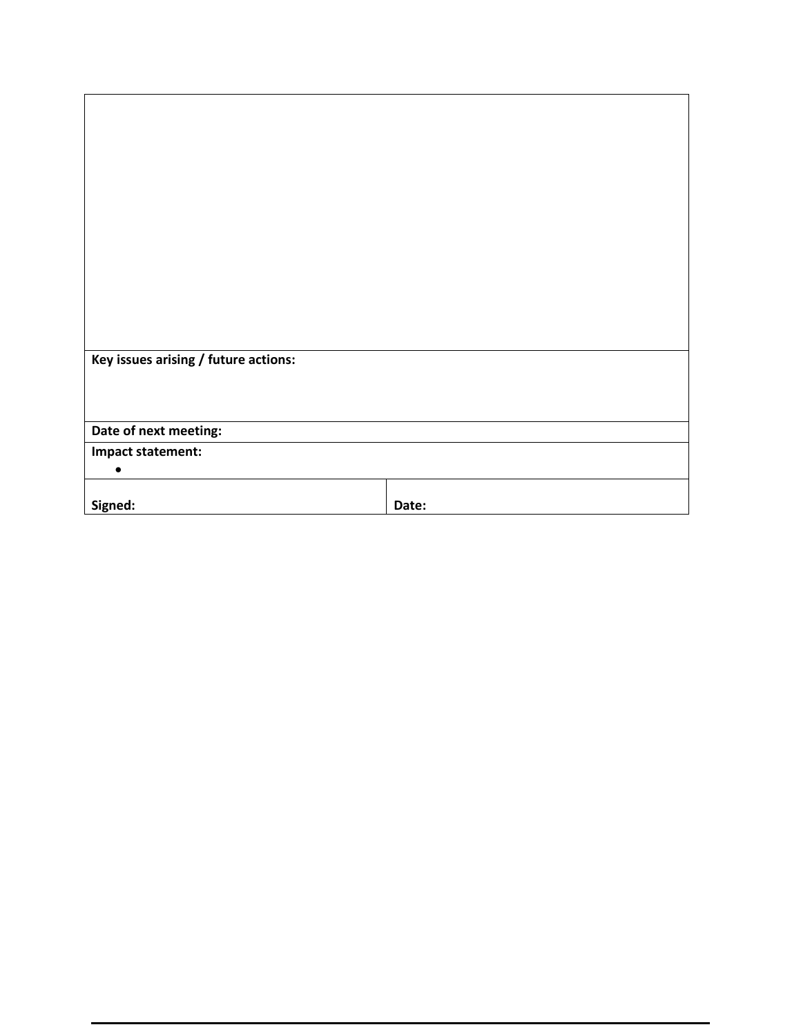| | |
|---|---|
| | |
| **Key issues arising / future actions:** | |
| **Date of next meeting:** | |
| **Impact statement:**<br>• | |
| **Signed:** | **Date:** |